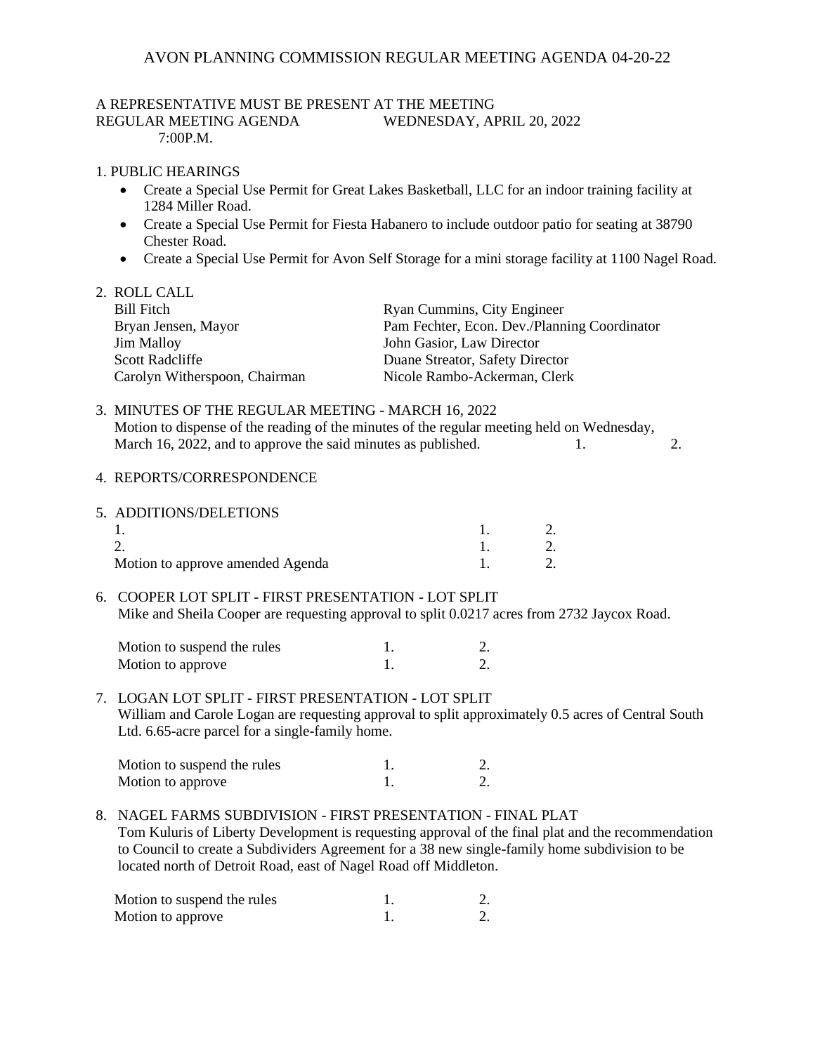# AVON PLANNING COMMISSION REGULAR MEETING AGENDA 04-20-22

A REPRESENTATIVE MUST BE PRESENT AT THE MEETING
REGULAR MEETING AGENDA WEDNESDAY, APRIL 20, 2022
7:00P.M.

1. PUBLIC HEARINGS
   - Create a Special Use Permit for Great Lakes Basketball, LLC for an indoor training facility at 1284 Miller Road.
   - Create a Special Use Permit for Fiesta Habanero to include outdoor patio for seating at 38790 Chester Road.
   - Create a Special Use Permit for Avon Self Storage for a mini storage facility at 1100 Nagel Road.

2. ROLL CALL

| | |
|---|---|
| Bill Fitch | Ryan Cummins, City Engineer |
| Bryan Jensen, Mayor | Pam Fechter, Econ. Dev./Planning Coordinator |
| Jim Malloy | John Gasior, Law Director |
| Scott Radcliffe | Duane Streator, Safety Director |
| Carolyn Witherspoon, Chairman | Nicole Rambo-Ackerman, Clerk |

3. MINUTES OF THE REGULAR MEETING - MARCH 16, 2022
   Motion to dispense of the reading of the minutes of the regular meeting held on Wednesday, March 16, 2022, and to approve the said minutes as published. 1. 2.

4. REPORTS/CORRESPONDENCE

5. ADDITIONS/DELETIONS

| | | |
|---|---|---|
| 1. | 1. | 2. |
| 2. | 1. | 2. |
| Motion to approve amended Agenda | 1. | 2. |

6. COOPER LOT SPLIT - FIRST PRESENTATION - LOT SPLIT
   Mike and Sheila Cooper are requesting approval to split 0.0217 acres from 2732 Jaycox Road.

| | | |
|---|---|---|
| Motion to suspend the rules | 1. | 2. |
| Motion to approve | 1. | 2. |

7. LOGAN LOT SPLIT - FIRST PRESENTATION - LOT SPLIT
   William and Carole Logan are requesting approval to split approximately 0.5 acres of Central South Ltd. 6.65-acre parcel for a single-family home.

| | | |
|---|---|---|
| Motion to suspend the rules | 1. | 2. |
| Motion to approve | 1. | 2. |

8. NAGEL FARMS SUBDIVISION - FIRST PRESENTATION - FINAL PLAT
   Tom Kuluris of Liberty Development is requesting approval of the final plat and the recommendation to Council to create a Subdividers Agreement for a 38 new single-family home subdivision to be located north of Detroit Road, east of Nagel Road off Middleton.

| | | |
|---|---|---|
| Motion to suspend the rules | 1. | 2. |
| Motion to approve | 1. | 2. |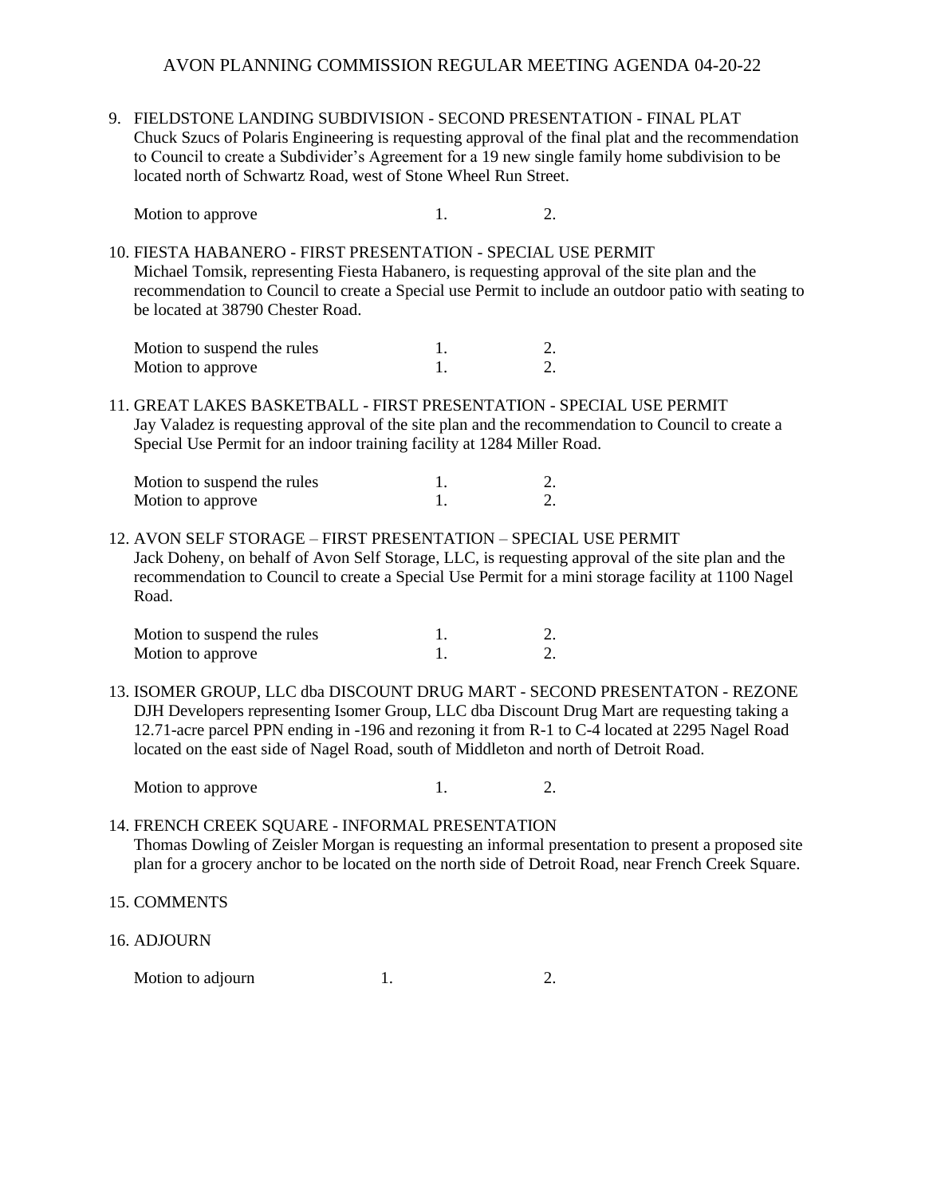9. FIELDSTONE LANDING SUBDIVISION - SECOND PRESENTATION - FINAL PLAT
   Chuck Szucs of Polaris Engineering is requesting approval of the final plat and the recommendation to Council to create a Subdivider's Agreement for a 19 new single family home subdivision to be located north of Schwartz Road, west of Stone Wheel Run Street.

   Motion to approve 1. 2.

10. FIESTA HABANERO - FIRST PRESENTATION - SPECIAL USE PERMIT
    Michael Tomsik, representing Fiesta Habanero, is requesting approval of the site plan and the recommendation to Council to create a Special use Permit to include an outdoor patio with seating to be located at 38790 Chester Road.

    Motion to suspend the rules 1. 2.
    Motion to approve 1. 2.

11. GREAT LAKES BASKETBALL - FIRST PRESENTATION - SPECIAL USE PERMIT
    Jay Valadez is requesting approval of the site plan and the recommendation to Council to create a Special Use Permit for an indoor training facility at 1284 Miller Road.

    Motion to suspend the rules 1. 2.
    Motion to approve 1. 2.

12. AVON SELF STORAGE – FIRST PRESENTATION – SPECIAL USE PERMIT
    Jack Doheny, on behalf of Avon Self Storage, LLC, is requesting approval of the site plan and the recommendation to Council to create a Special Use Permit for a mini storage facility at 1100 Nagel Road.

    Motion to suspend the rules 1. 2.
    Motion to approve 1. 2.

13. ISOMER GROUP, LLC dba DISCOUNT DRUG MART - SECOND PRESENTATON - REZONE
    DJH Developers representing Isomer Group, LLC dba Discount Drug Mart are requesting taking a 12.71-acre parcel PPN ending in -196 and rezoning it from R-1 to C-4 located at 2295 Nagel Road located on the east side of Nagel Road, south of Middleton and north of Detroit Road.

    Motion to approve 1. 2.

14. FRENCH CREEK SQUARE - INFORMAL PRESENTATION
    Thomas Dowling of Zeisler Morgan is requesting an informal presentation to present a proposed site plan for a grocery anchor to be located on the north side of Detroit Road, near French Creek Square.

15. COMMENTS

16. ADJOURN

    Motion to adjourn 1. 2.